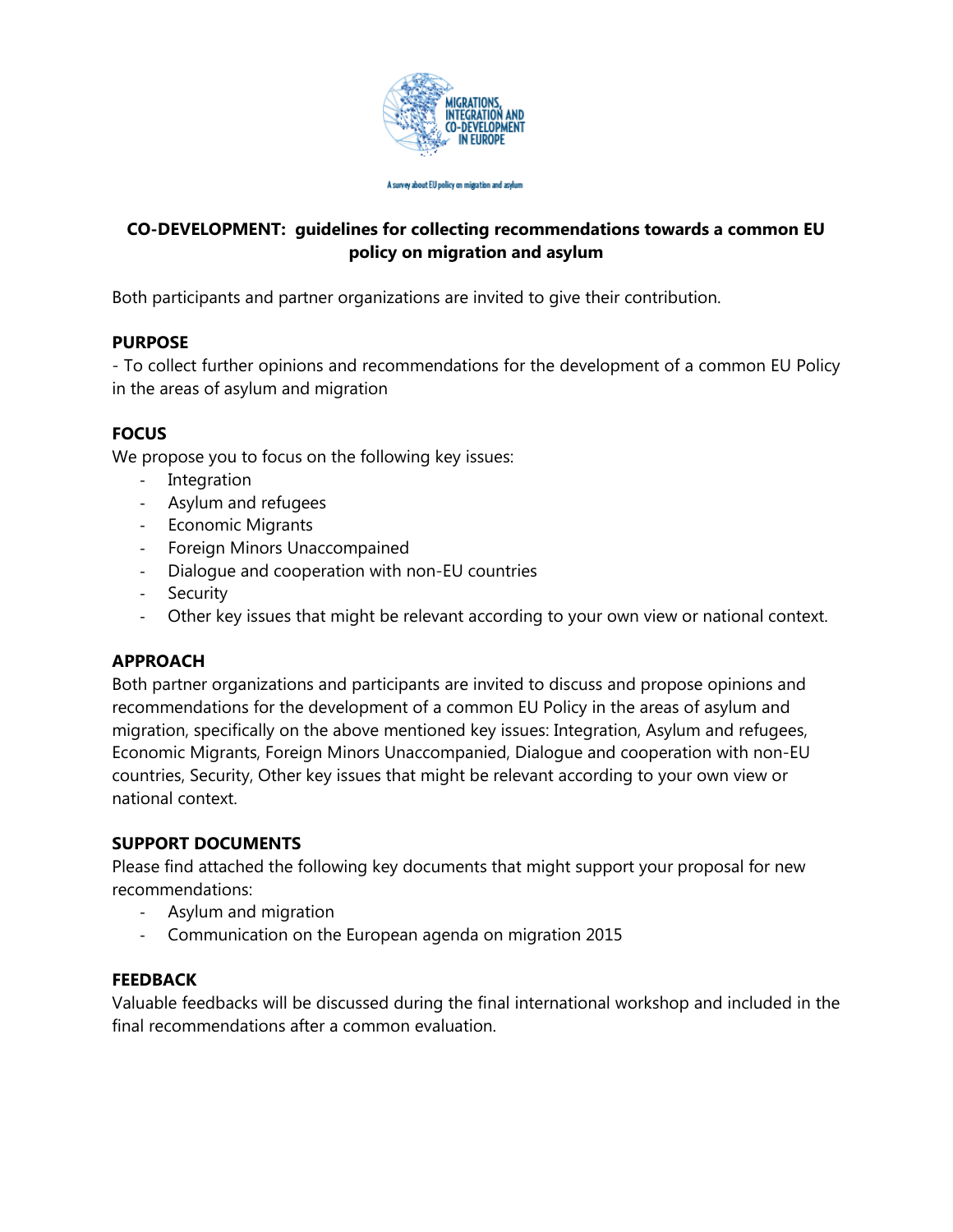MIGRATIONS, INTEGRATION AND CO-DEVELOPMENT IN EUROPE

A survey about EU policy on migration and asylum

**CO-DEVELOPMENT: guidelines for collecting recommendations towards a common EU policy on migration and asylum**

Both participants and partner organizations are invited to give their contribution.

**PURPOSE**

- To collect further opinions and recommendations for the development of a common EU Policy in the areas of asylum and migration

**FOCUS**

We propose you to focus on the following key issues:

- Integration
- Asylum and refugees
- Economic Migrants
- Foreign Minors Unaccompained
- Dialogue and cooperation with non-EU countries
- Security
- Other key issues that might be relevant according to your own view or national context.

**APPROACH**

Both partner organizations and participants are invited to discuss and propose opinions and recommendations for the development of a common EU Policy in the areas of asylum and migration, specifically on the above mentioned key issues: Integration, Asylum and refugees, Economic Migrants, Foreign Minors Unaccompanied, Dialogue and cooperation with non-EU countries, Security, Other key issues that might be relevant according to your own view or national context.

**SUPPORT DOCUMENTS**

Please find attached the following key documents that might support your proposal for new recommendations:

- Asylum and migration
- Communication on the European agenda on migration 2015

**FEEDBACK**

Valuable feedbacks will be discussed during the final international workshop and included in the final recommendations after a common evaluation.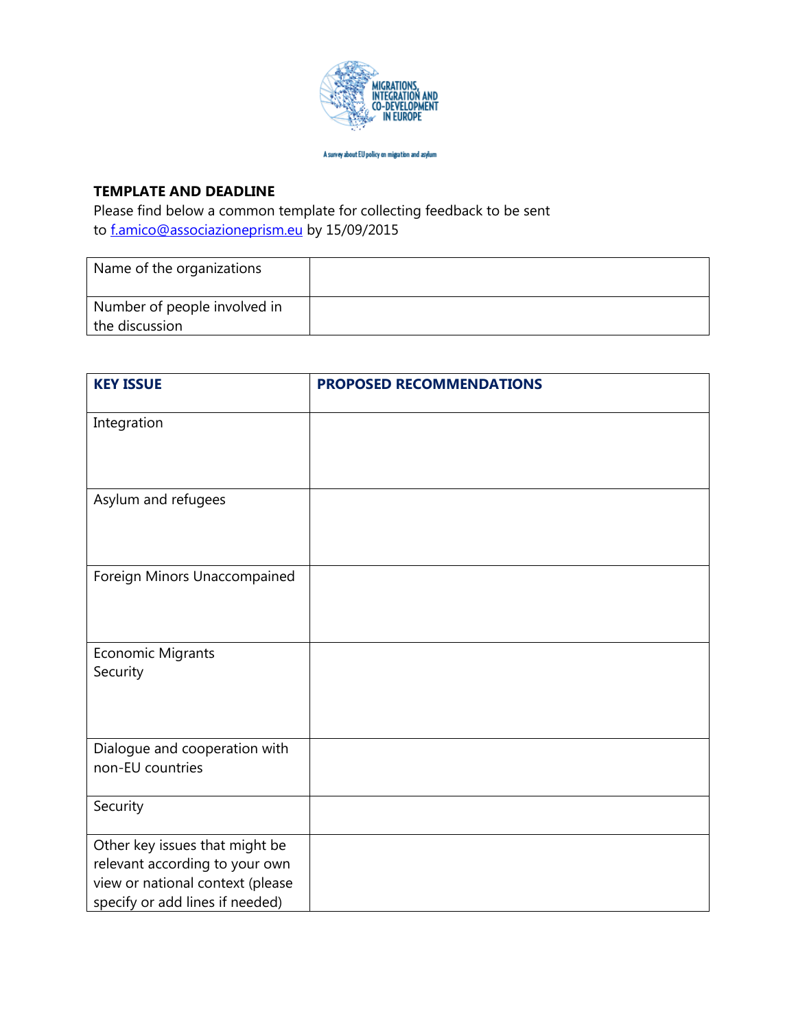MIGRATIONS, INTEGRATION AND CO-DEVELOPMENT IN EUROPE

A survey about EU policy on migration and asylum

**TEMPLATE AND DEADLINE**

Please find below a common template for collecting feedback to be sent to f.amico@associazioneprism.eu by 15/09/2015

| | |
|---|---|
| Name of the organizations | |
| Number of people involved in the discussion | |

| KEY ISSUE | PROPOSED RECOMMENDATIONS |
|---|---|
| Integration | |
| Asylum and refugees | |
| Foreign Minors Unaccompained | |
| Economic Migrants<br>Security | |
| Dialogue and cooperation with non-EU countries | |
| Security | |
| Other key issues that might be relevant according to your own view or national context (please specify or add lines if needed) | |